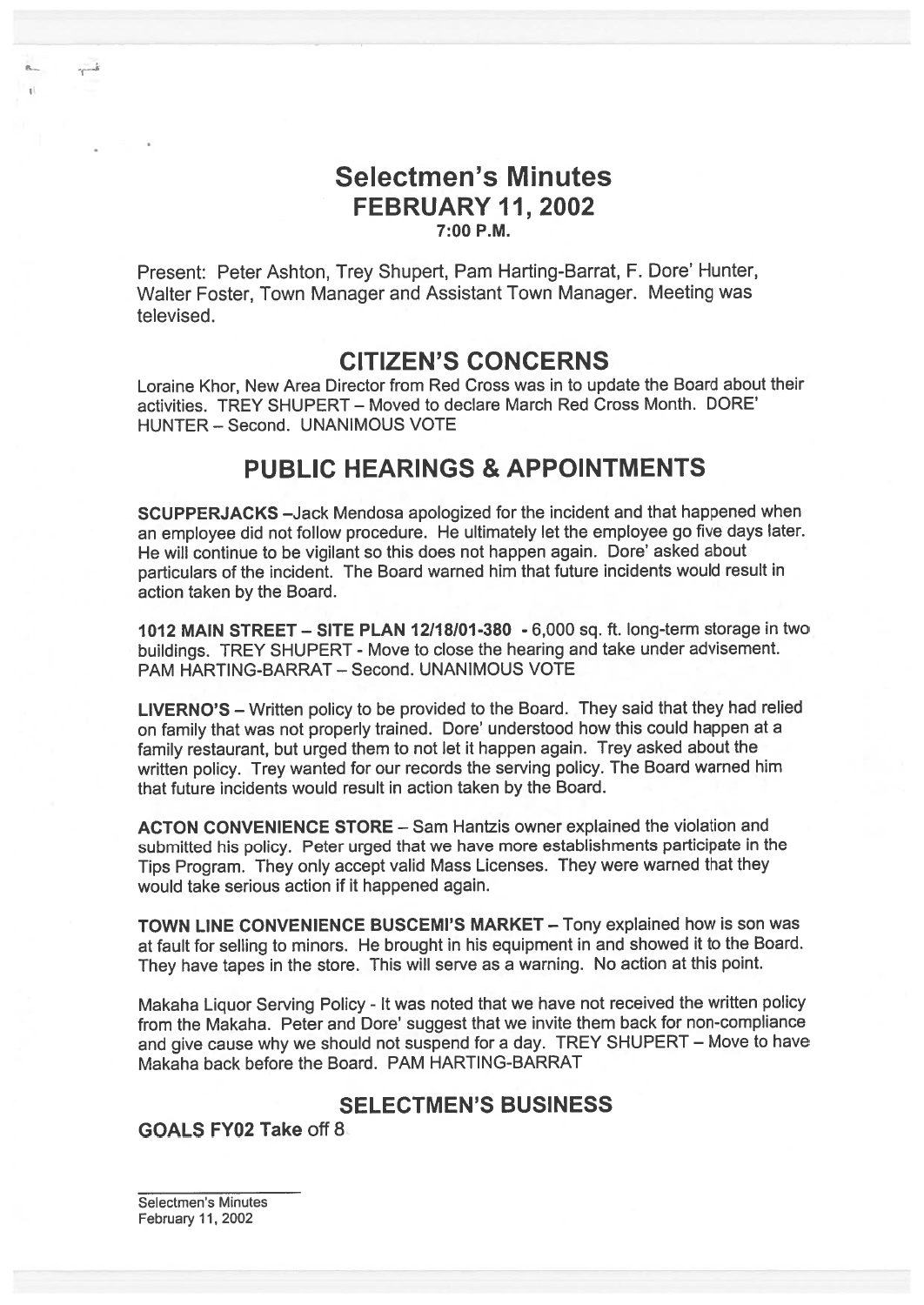# Selectmen's Minutes
## FEBRUARY 11, 2002
### 7:00 P.M.

Present: Peter Ashton, Trey Shupert, Pam Harting-Barrat, F. Dore' Hunter, Walter Foster, Town Manager and Assistant Town Manager. Meeting was televised.

## CITIZEN'S CONCERNS

Loraine Khor, New Area Director from Red Cross was in to update the Board about their activities. TREY SHUPERT – Moved to declare March Red Cross Month. DORE' HUNTER – Second. UNANIMOUS VOTE

## PUBLIC HEARINGS & APPOINTMENTS

**SCUPPERJACKS** –Jack Mendosa apologized for the incident and that happened when an employee did not follow procedure. He ultimately let the employee go five days later. He will continue to be vigilant so this does not happen again. Dore' asked about particulars of the incident. The Board warned him that future incidents would result in action taken by the Board.

**1012 MAIN STREET – SITE PLAN 12/18/01-380** - 6,000 sq. ft. long-term storage in two buildings. TREY SHUPERT - Move to close the hearing and take under advisement. PAM HARTING-BARRAT – Second. UNANIMOUS VOTE

**LIVERNO'S** – Written policy to be provided to the Board. They said that they had relied on family that was not properly trained. Dore' understood how this could happen at a family restaurant, but urged them to not let it happen again. Trey asked about the written policy. Trey wanted for our records the serving policy. The Board warned him that future incidents would result in action taken by the Board.

**ACTON CONVENIENCE STORE** – Sam Hantzis owner explained the violation and submitted his policy. Peter urged that we have more establishments participate in the Tips Program. They only accept valid Mass Licenses. They were warned that they would take serious action if it happened again.

**TOWN LINE CONVENIENCE BUSCEMI'S MARKET** – Tony explained how is son was at fault for selling to minors. He brought in his equipment in and showed it to the Board. They have tapes in the store. This will serve as a warning. No action at this point.

Makaha Liquor Serving Policy - It was noted that we have not received the written policy from the Makaha. Peter and Dore' suggest that we invite them back for non-compliance and give cause why we should not suspend for a day. TREY SHUPERT – Move to have Makaha back before the Board. PAM HARTING-BARRAT

## SELECTMEN'S BUSINESS

**GOALS FY02 Take** off 8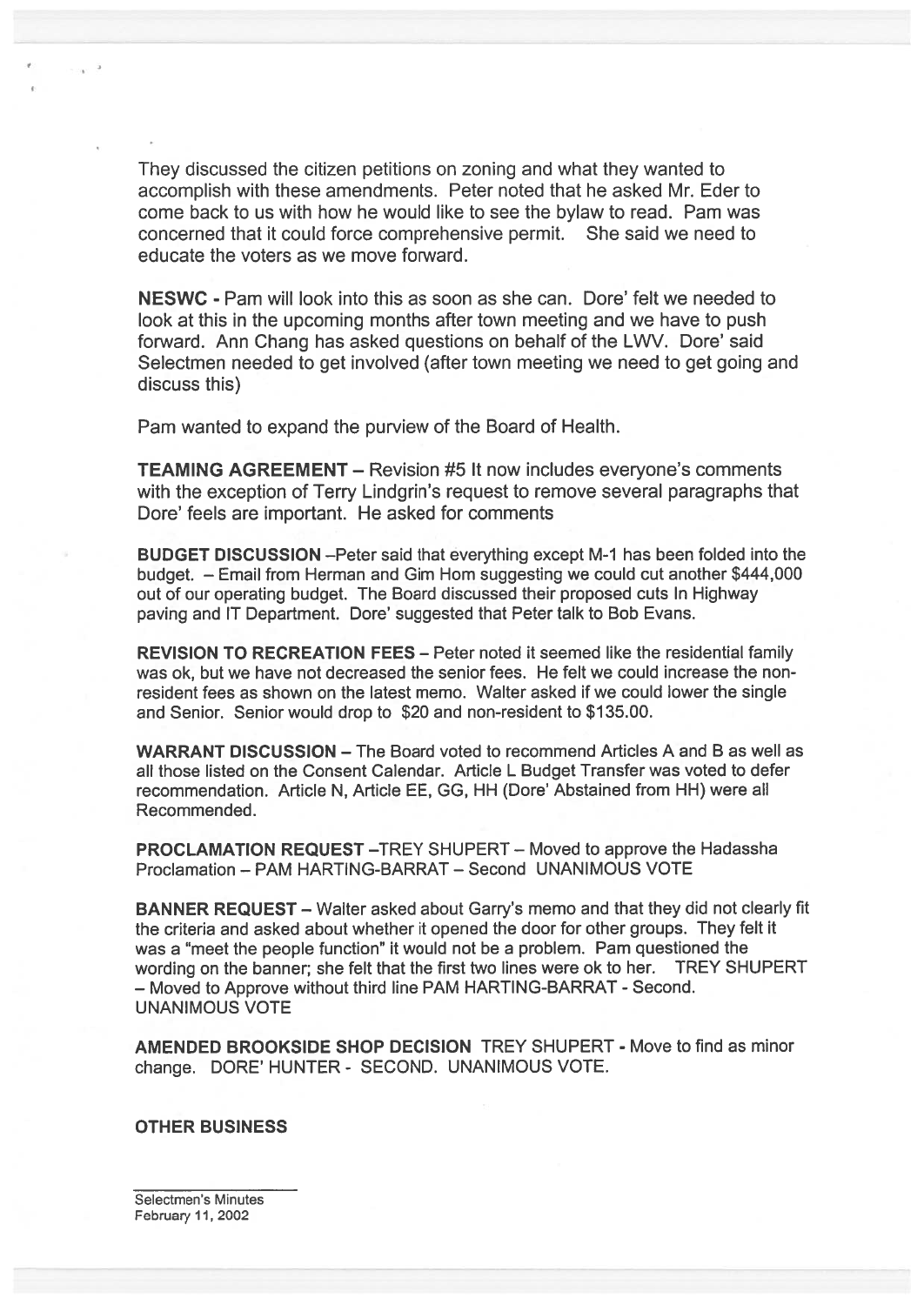They discussed the citizen petitions on zoning and what they wanted to accomplish with these amendments. Peter noted that he asked Mr. Eder to come back to us with how he would like to see the bylaw to read. Pam was concerned that it could force comprehensive permit. She said we need to educate the voters as we move forward.

**NESWC** - Pam will look into this as soon as she can. Dore' felt we needed to look at this in the upcoming months after town meeting and we have to push forward. Ann Chang has asked questions on behalf of the LWV. Dore' said Selectmen needed to get involved (after town meeting we need to get going and discuss this)

Pam wanted to expand the purview of the Board of Health.

**TEAMING AGREEMENT** – Revision #5 It now includes everyone's comments with the exception of Terry Lindgrin's request to remove several paragraphs that Dore' feels are important. He asked for comments

**BUDGET DISCUSSION** –Peter said that everything except M-1 has been folded into the budget. – Email from Herman and Gim Hom suggesting we could cut another $444,000 out of our operating budget. The Board discussed their proposed cuts In Highway paving and IT Department. Dore' suggested that Peter talk to Bob Evans.

**REVISION TO RECREATION FEES** – Peter noted it seemed like the residential family was ok, but we have not decreased the senior fees. He felt we could increase the non-resident fees as shown on the latest memo. Walter asked if we could lower the single and Senior. Senior would drop to $20 and non-resident to $135.00.

**WARRANT DISCUSSION** – The Board voted to recommend Articles A and B as well as all those listed on the Consent Calendar. Article L Budget Transfer was voted to defer recommendation. Article N, Article EE, GG, HH (Dore' Abstained from HH) were all Recommended.

**PROCLAMATION REQUEST** –TREY SHUPERT – Moved to approve the Hadassha Proclamation – PAM HARTING-BARRAT – Second UNANIMOUS VOTE

**BANNER REQUEST** – Walter asked about Garry's memo and that they did not clearly fit the criteria and asked about whether it opened the door for other groups. They felt it was a "meet the people function" it would not be a problem. Pam questioned the wording on the banner; she felt that the first two lines were ok to her. TREY SHUPERT – Moved to Approve without third line PAM HARTING-BARRAT - Second. UNANIMOUS VOTE

**AMENDED BROOKSIDE SHOP DECISION** TREY SHUPERT - Move to find as minor change. DORE' HUNTER - SECOND. UNANIMOUS VOTE.

**OTHER BUSINESS**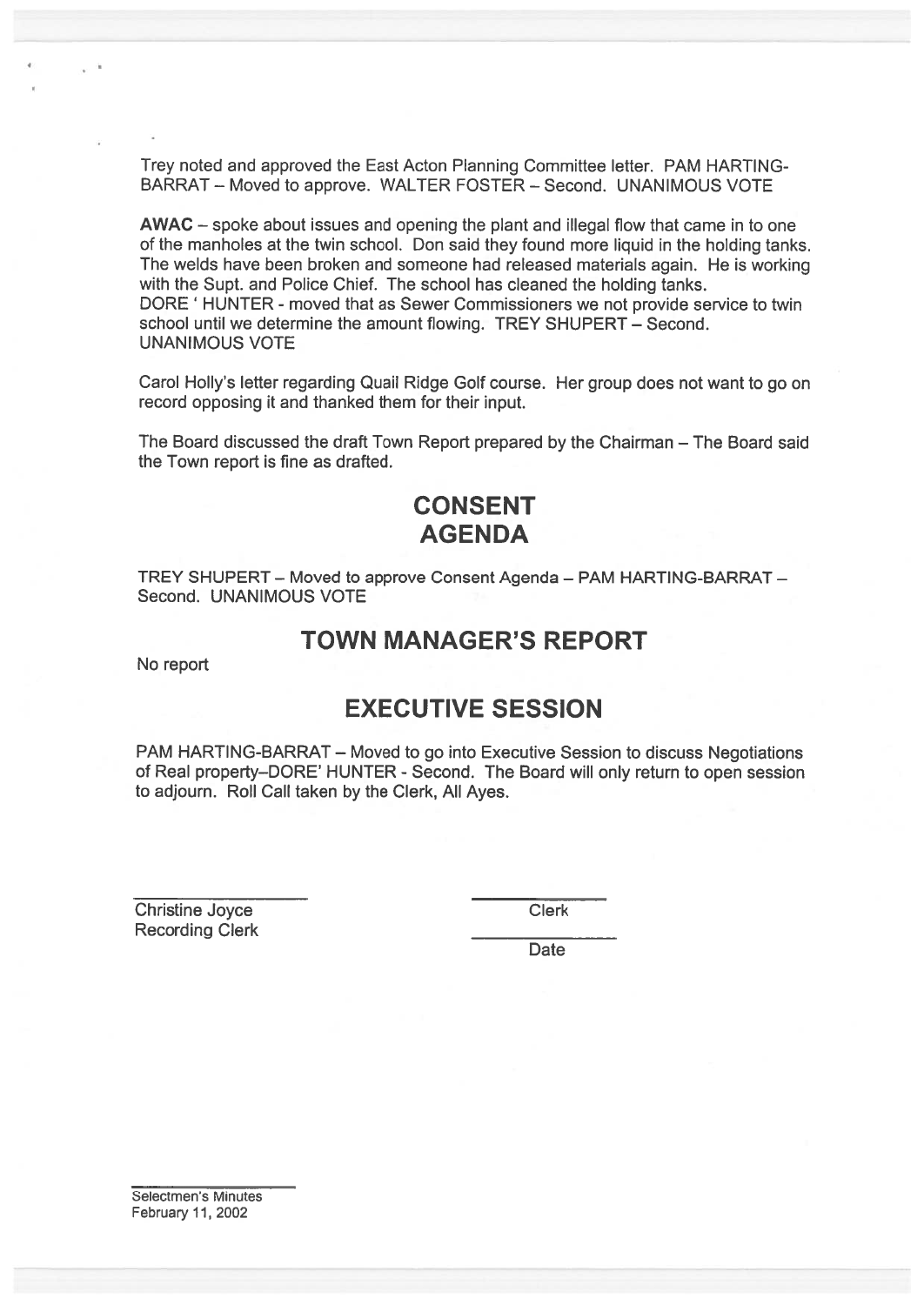Trey noted and approved the East Acton Planning Committee letter. PAM HARTING-BARRAT – Moved to approve. WALTER FOSTER – Second. UNANIMOUS VOTE

**AWAC** – spoke about issues and opening the plant and illegal flow that came in to one of the manholes at the twin school. Don said they found more liquid in the holding tanks. The welds have been broken and someone had released materials again. He is working with the Supt. and Police Chief. The school has cleaned the holding tanks.
DORE ' HUNTER - moved that as Sewer Commissioners we not provide service to twin school until we determine the amount flowing. TREY SHUPERT – Second. UNANIMOUS VOTE

Carol Holly's letter regarding Quail Ridge Golf course. Her group does not want to go on record opposing it and thanked them for their input.

The Board discussed the draft Town Report prepared by the Chairman – The Board said the Town report is fine as drafted.

## CONSENT AGENDA

TREY SHUPERT – Moved to approve Consent Agenda – PAM HARTING-BARRAT – Second. UNANIMOUS VOTE

## TOWN MANAGER'S REPORT

No report

## EXECUTIVE SESSION

PAM HARTING-BARRAT – Moved to go into Executive Session to discuss Negotiations of Real property–DORE' HUNTER - Second. The Board will only return to open session to adjourn. Roll Call taken by the Clerk, All Ayes.

Christine Joyce
Recording Clerk

______________
Clerk

______________
Date

Selectmen's Minutes
February 11, 2002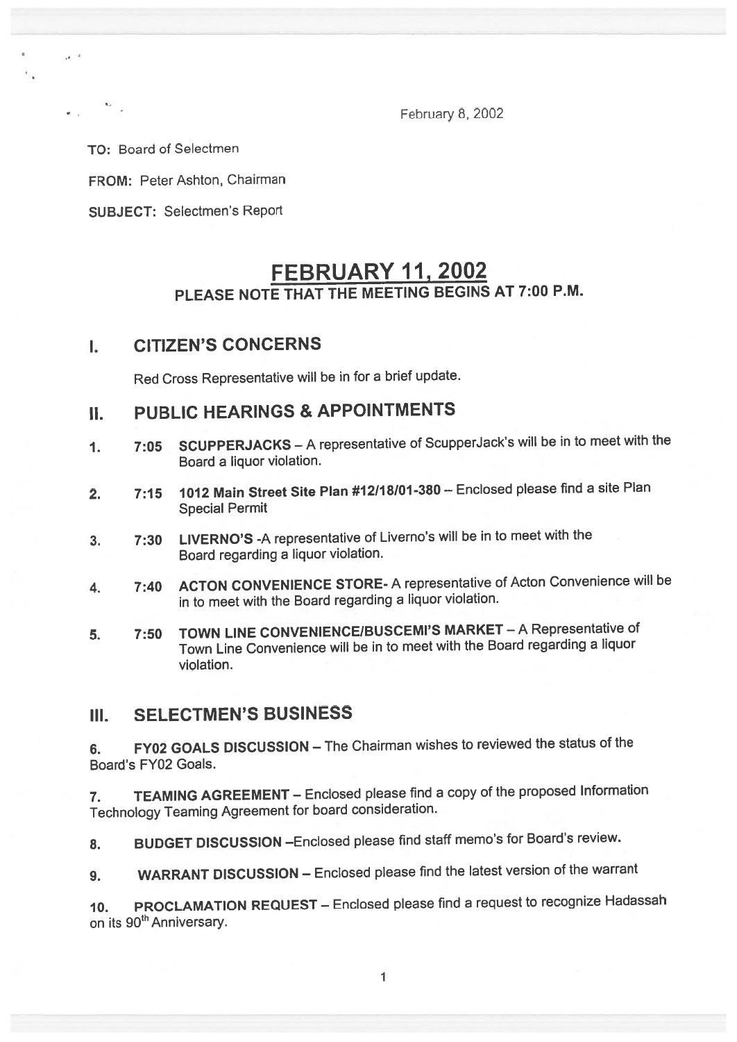February 8, 2002

**TO:** Board of Selectmen

**FROM:** Peter Ashton, Chairman

**SUBJECT:** Selectmen's Report

# FEBRUARY 11, 2002

## PLEASE NOTE THAT THE MEETING BEGINS AT 7:00 P.M.

## I. CITIZEN'S CONCERNS

Red Cross Representative will be in for a brief update.

## II. PUBLIC HEARINGS & APPOINTMENTS

1. **7:05 SCUPPERJACKS** – A representative of ScupperJack's will be in to meet with the Board a liquor violation.

2. **7:15 1012 Main Street Site Plan #12/18/01-380** – Enclosed please find a site Plan Special Permit

3. **7:30 LIVERNO'S** -A representative of Liverno's will be in to meet with the Board regarding a liquor violation.

4. **7:40 ACTON CONVENIENCE STORE**- A representative of Acton Convenience will be in to meet with the Board regarding a liquor violation.

5. **7:50 TOWN LINE CONVENIENCE/BUSCEMI'S MARKET** – A Representative of Town Line Convenience will be in to meet with the Board regarding a liquor violation.

## III. SELECTMEN'S BUSINESS

6. **FY02 GOALS DISCUSSION** – The Chairman wishes to reviewed the status of the Board's FY02 Goals.

7. **TEAMING AGREEMENT** – Enclosed please find a copy of the proposed Information Technology Teaming Agreement for board consideration.

8. **BUDGET DISCUSSION** –Enclosed please find staff memo's for Board's review.

9. **WARRANT DISCUSSION** – Enclosed please find the latest version of the warrant

10. **PROCLAMATION REQUEST** – Enclosed please find a request to recognize Hadassah on its 90th Anniversary.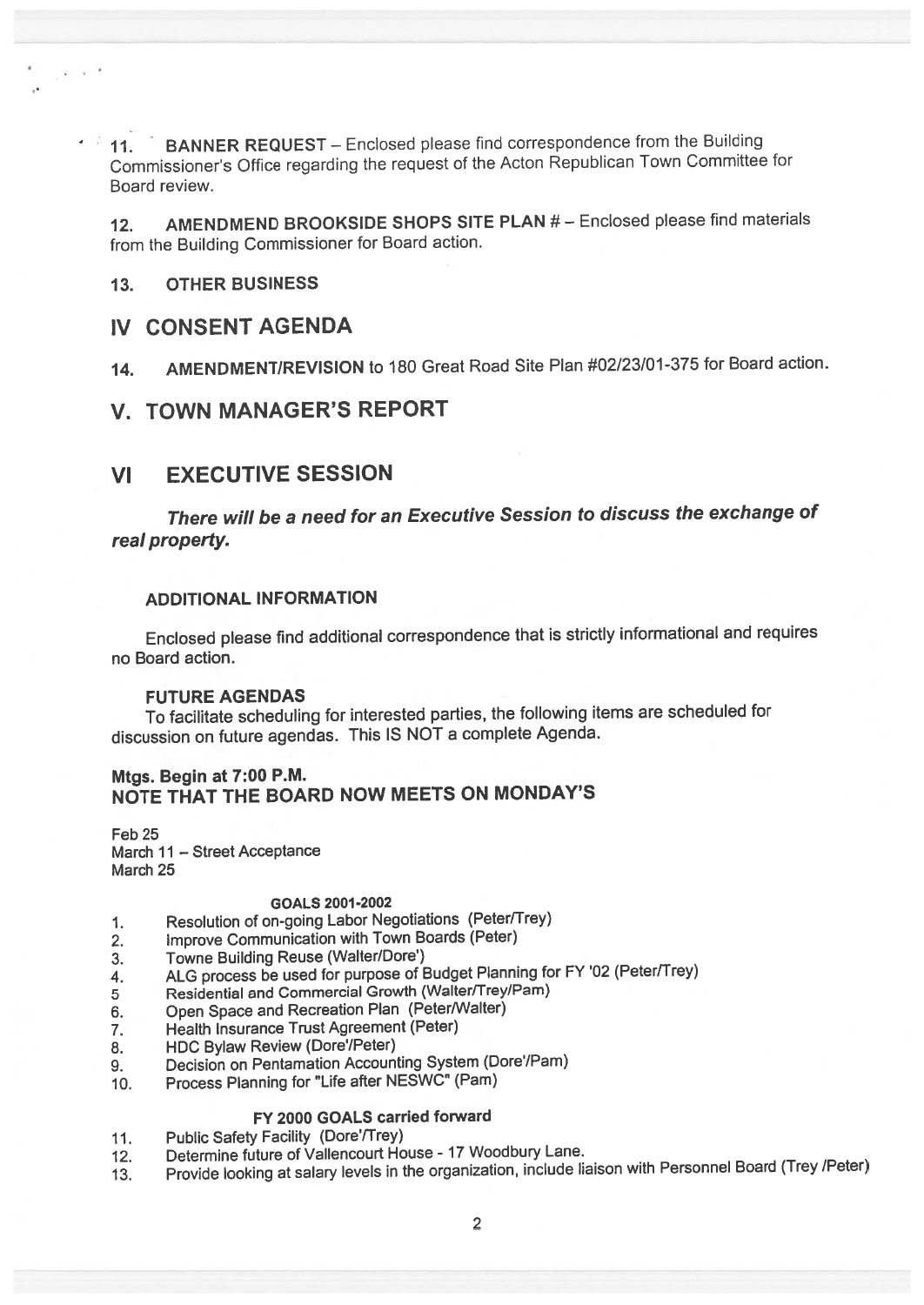11. **BANNER REQUEST** – Enclosed please find correspondence from the Building Commissioner's Office regarding the request of the Acton Republican Town Committee for Board review.

12. **AMENDMEND BROOKSIDE SHOPS SITE PLAN #** – Enclosed please find materials from the Building Commissioner for Board action.

13. **OTHER BUSINESS**

## IV CONSENT AGENDA

14. **AMENDMENT/REVISION** to 180 Great Road Site Plan #02/23/01-375 for Board action.

## V. TOWN MANAGER'S REPORT

## VI EXECUTIVE SESSION

***There will be a need for an Executive Session to discuss the exchange of real property.***

### ADDITIONAL INFORMATION

Enclosed please find additional correspondence that is strictly informational and requires no Board action.

### FUTURE AGENDAS

To facilitate scheduling for interested parties, the following items are scheduled for discussion on future agendas. This IS NOT a complete Agenda.

**Mtgs. Begin at 7:00 P.M.**
**NOTE THAT THE BOARD NOW MEETS ON MONDAY'S**

Feb 25
March 11 – Street Acceptance
March 25

**GOALS 2001-2002**

1. Resolution of on-going Labor Negotiations (Peter/Trey)
2. Improve Communication with Town Boards (Peter)
3. Towne Building Reuse (Walter/Dore')
4. ALG process be used for purpose of Budget Planning for FY '02 (Peter/Trey)
5. Residential and Commercial Growth (Walter/Trey/Pam)
6. Open Space and Recreation Plan (Peter/Walter)
7. Health Insurance Trust Agreement (Peter)
8. HDC Bylaw Review (Dore'/Peter)
9. Decision on Pentamation Accounting System (Dore'/Pam)
10. Process Planning for "Life after NESWC" (Pam)

**FY 2000 GOALS carried forward**

11. Public Safety Facility (Dore'/Trey)
12. Determine future of Vallencourt House - 17 Woodbury Lane.
13. Provide looking at salary levels in the organization, include liaison with Personnel Board (Trey /Peter)